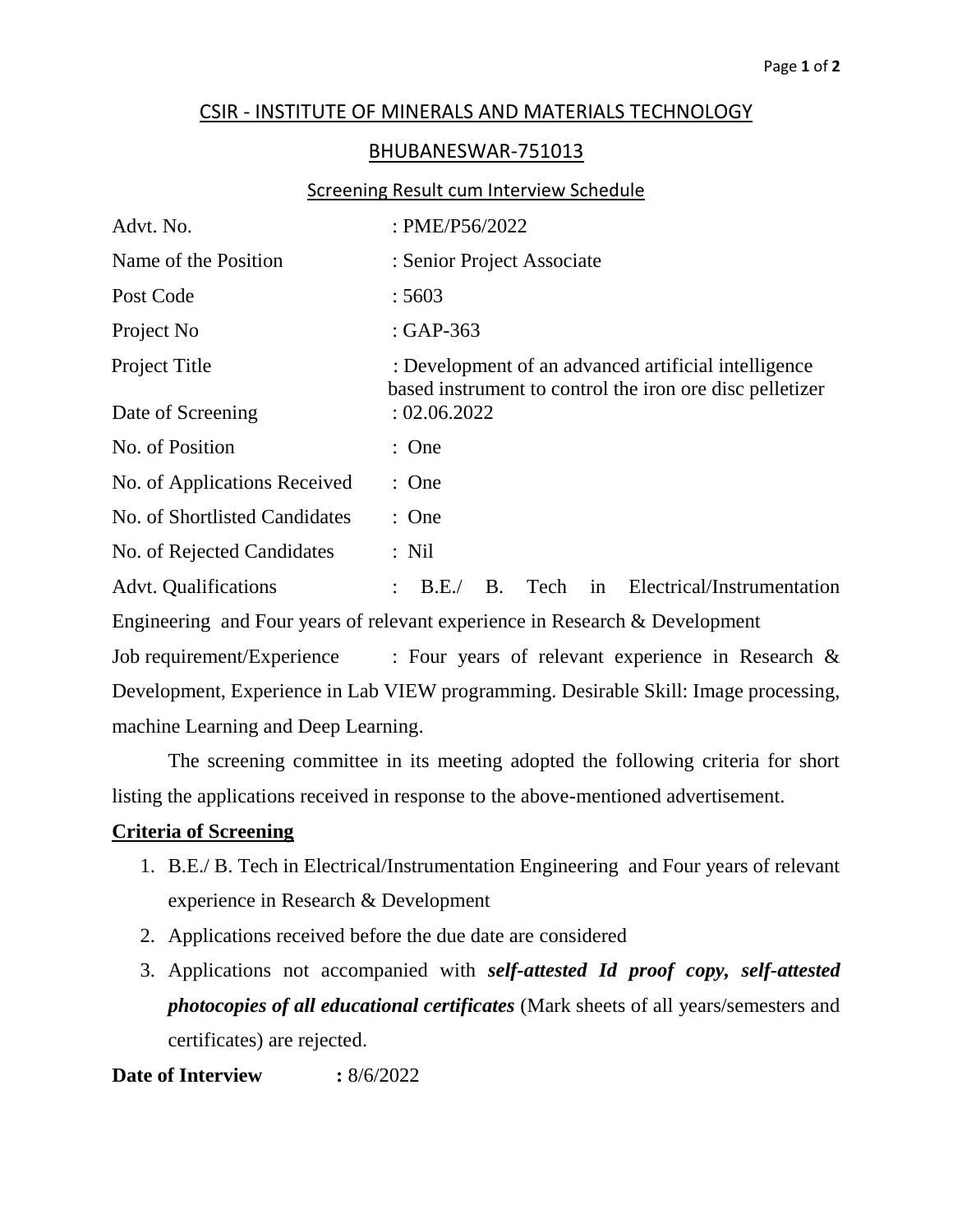# CSIR - INSTITUTE OF MINERALS AND MATERIALS TECHNOLOGY

## BHUBANESWAR-751013

### Screening Result cum Interview Schedule

| | |
|---|---|
| Advt. No. | : PME/P56/2022 |
| Name of the Position | : Senior Project Associate |
| Post Code | : 5603 |
| Project No | : GAP-363 |
| Project Title | : Development of an advanced artificial intelligence based instrument to control the iron ore disc pelletizer |
| Date of Screening | : 02.06.2022 |
| No. of Position | : One |
| No. of Applications Received | : One |
| No. of Shortlisted Candidates | : One |
| No. of Rejected Candidates | : Nil |

Advt. Qualifications : B.E./ B. Tech in Electrical/Instrumentation Engineering and Four years of relevant experience in Research & Development

Job requirement/Experience : Four years of relevant experience in Research & Development, Experience in Lab VIEW programming. Desirable Skill: Image processing, machine Learning and Deep Learning.

The screening committee in its meeting adopted the following criteria for short listing the applications received in response to the above-mentioned advertisement.

**Criteria of Screening**

1. B.E./ B. Tech in Electrical/Instrumentation Engineering and Four years of relevant experience in Research & Development
2. Applications received before the due date are considered
3. Applications not accompanied with ***self-attested Id proof copy, self-attested photocopies of all educational certificates*** (Mark sheets of all years/semesters and certificates) are rejected.

**Date of Interview :** 8/6/2022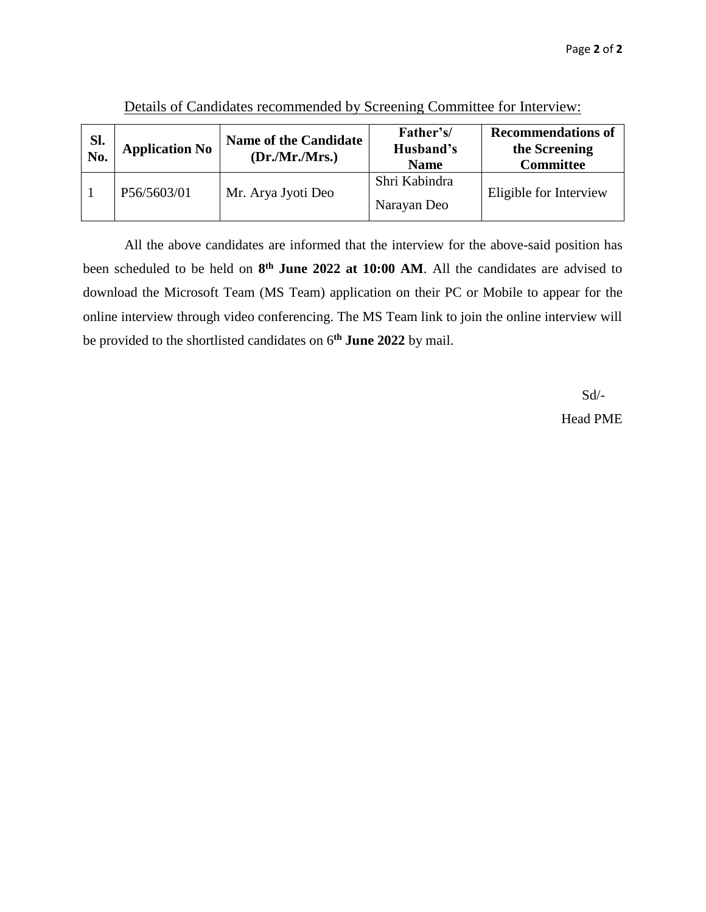Details of Candidates recommended by Screening Committee for Interview:

| Sl. No. | Application No | Name of the Candidate (Dr./Mr./Mrs.) | Father's/ Husband's Name | Recommendations of the Screening Committee |
|---|---|---|---|---|
| 1 | P56/5603/01 | Mr. Arya Jyoti Deo | Shri Kabindra Narayan Deo | Eligible for Interview |

All the above candidates are informed that the interview for the above-said position has been scheduled to be held on **8th June 2022 at 10:00 AM**. All the candidates are advised to download the Microsoft Team (MS Team) application on their PC or Mobile to appear for the online interview through video conferencing. The MS Team link to join the online interview will be provided to the shortlisted candidates on 6**th June 2022** by mail.

Sd/-

Head PME